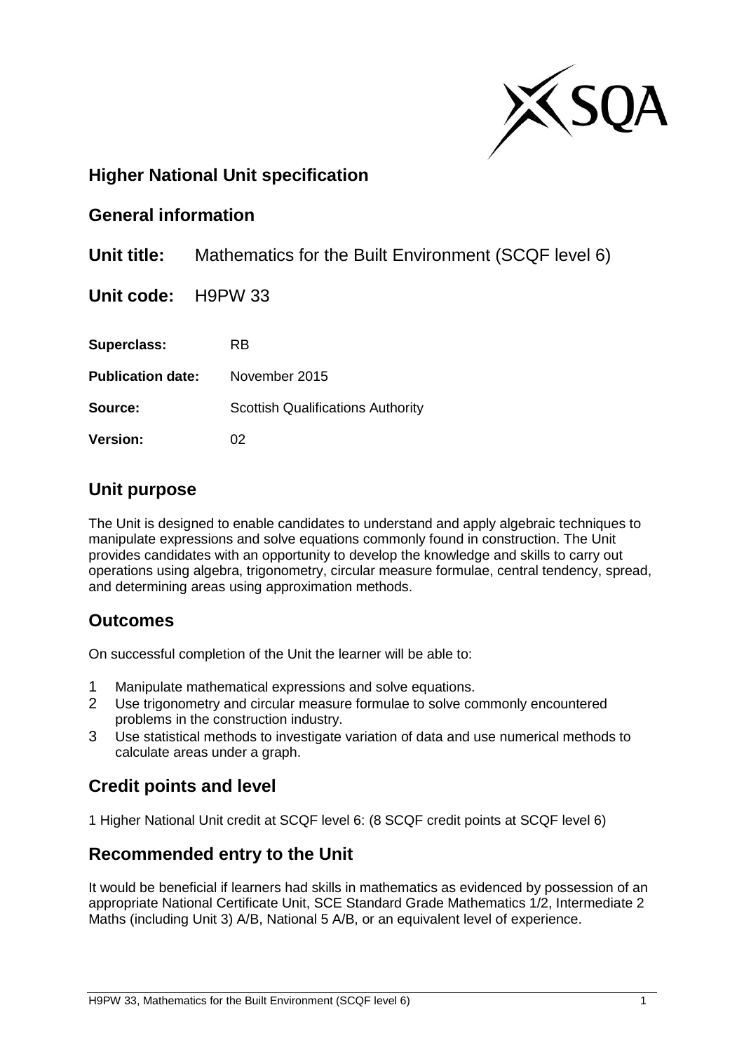## Higher National Unit specification

### General information

**Unit title:** Mathematics for the Built Environment (SCQF level 6)

**Unit code:** H9PW 33

**Superclass:** RB

**Publication date:** November 2015

**Source:** Scottish Qualifications Authority

**Version:** 02

## Unit purpose

The Unit is designed to enable candidates to understand and apply algebraic techniques to manipulate expressions and solve equations commonly found in construction. The Unit provides candidates with an opportunity to develop the knowledge and skills to carry out operations using algebra, trigonometry, circular measure formulae, central tendency, spread, and determining areas using approximation methods.

## Outcomes

On successful completion of the Unit the learner will be able to:

1. Manipulate mathematical expressions and solve equations.
2. Use trigonometry and circular measure formulae to solve commonly encountered problems in the construction industry.
3. Use statistical methods to investigate variation of data and use numerical methods to calculate areas under a graph.

## Credit points and level

1 Higher National Unit credit at SCQF level 6: (8 SCQF credit points at SCQF level 6)

## Recommended entry to the Unit

It would be beneficial if learners had skills in mathematics as evidenced by possession of an appropriate National Certificate Unit, SCE Standard Grade Mathematics 1/2, Intermediate 2 Maths (including Unit 3) A/B, National 5 A/B, or an equivalent level of experience.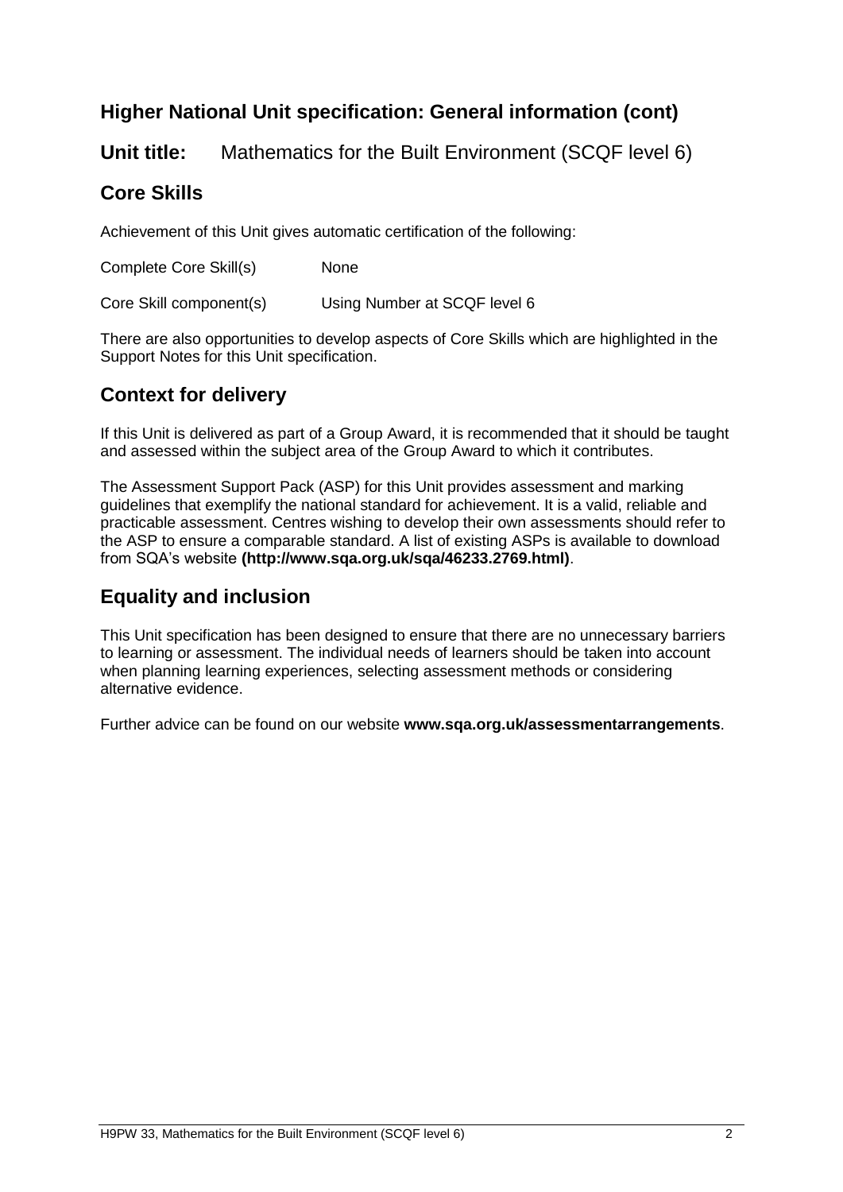## Higher National Unit specification: General information (cont)

**Unit title:** Mathematics for the Built Environment (SCQF level 6)

## Core Skills

Achievement of this Unit gives automatic certification of the following:

Complete Core Skill(s) None

Core Skill component(s) Using Number at SCQF level 6

There are also opportunities to develop aspects of Core Skills which are highlighted in the Support Notes for this Unit specification.

## Context for delivery

If this Unit is delivered as part of a Group Award, it is recommended that it should be taught and assessed within the subject area of the Group Award to which it contributes.

The Assessment Support Pack (ASP) for this Unit provides assessment and marking guidelines that exemplify the national standard for achievement. It is a valid, reliable and practicable assessment. Centres wishing to develop their own assessments should refer to the ASP to ensure a comparable standard. A list of existing ASPs is available to download from SQA's website **(http://www.sqa.org.uk/sqa/46233.2769.html)**.

## Equality and inclusion

This Unit specification has been designed to ensure that there are no unnecessary barriers to learning or assessment. The individual needs of learners should be taken into account when planning learning experiences, selecting assessment methods or considering alternative evidence.

Further advice can be found on our website **www.sqa.org.uk/assessmentarrangements**.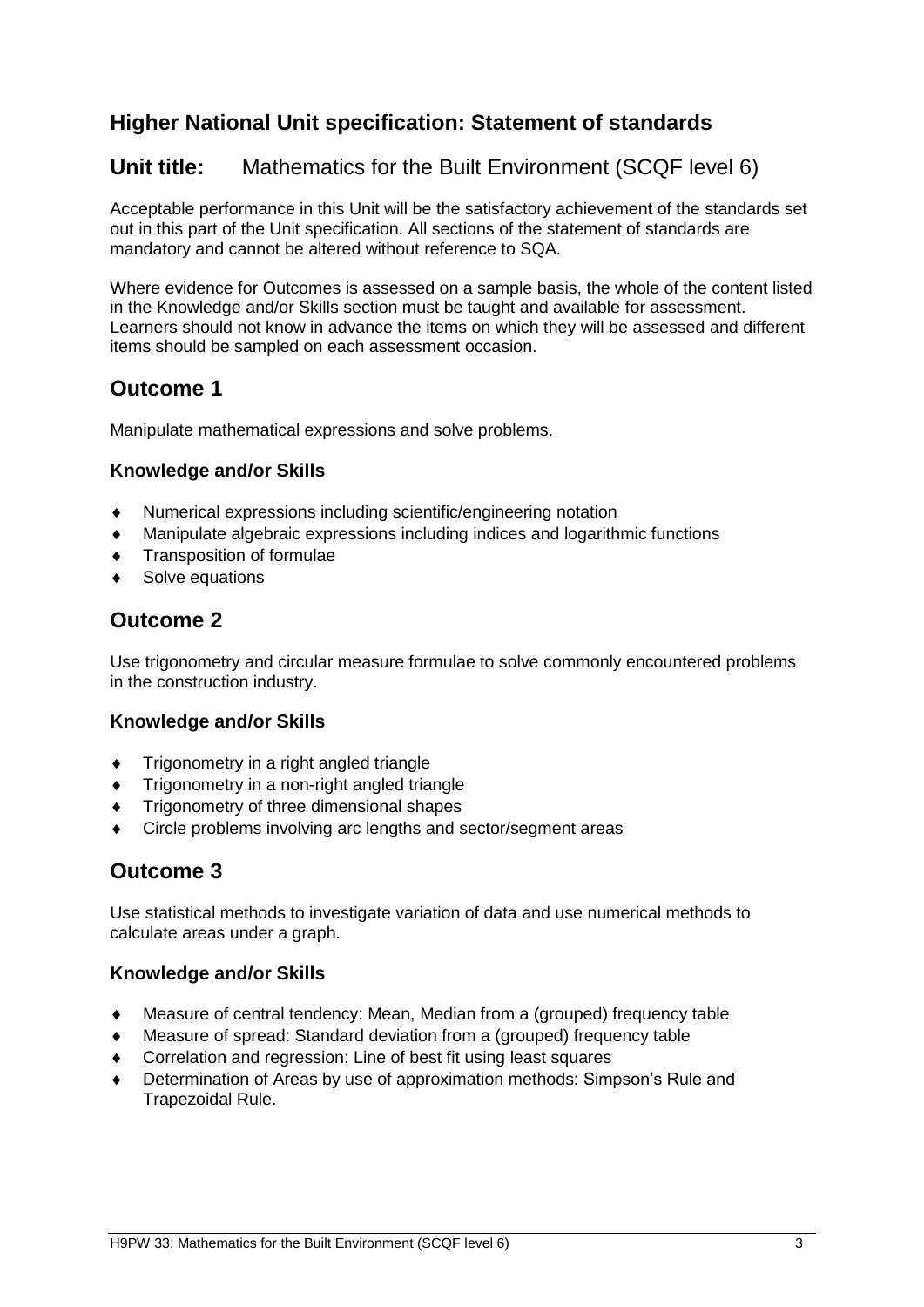## Higher National Unit specification: Statement of standards

## Unit title: Mathematics for the Built Environment (SCQF level 6)

Acceptable performance in this Unit will be the satisfactory achievement of the standards set out in this part of the Unit specification. All sections of the statement of standards are mandatory and cannot be altered without reference to SQA.

Where evidence for Outcomes is assessed on a sample basis, the whole of the content listed in the Knowledge and/or Skills section must be taught and available for assessment. Learners should not know in advance the items on which they will be assessed and different items should be sampled on each assessment occasion.

## Outcome 1

Manipulate mathematical expressions and solve problems.

### Knowledge and/or Skills

- Numerical expressions including scientific/engineering notation
- Manipulate algebraic expressions including indices and logarithmic functions
- Transposition of formulae
- Solve equations

## Outcome 2

Use trigonometry and circular measure formulae to solve commonly encountered problems in the construction industry.

### Knowledge and/or Skills

- Trigonometry in a right angled triangle
- Trigonometry in a non-right angled triangle
- Trigonometry of three dimensional shapes
- Circle problems involving arc lengths and sector/segment areas

## Outcome 3

Use statistical methods to investigate variation of data and use numerical methods to calculate areas under a graph.

### Knowledge and/or Skills

- Measure of central tendency: Mean, Median from a (grouped) frequency table
- Measure of spread: Standard deviation from a (grouped) frequency table
- Correlation and regression: Line of best fit using least squares
- Determination of Areas by use of approximation methods: Simpson's Rule and Trapezoidal Rule.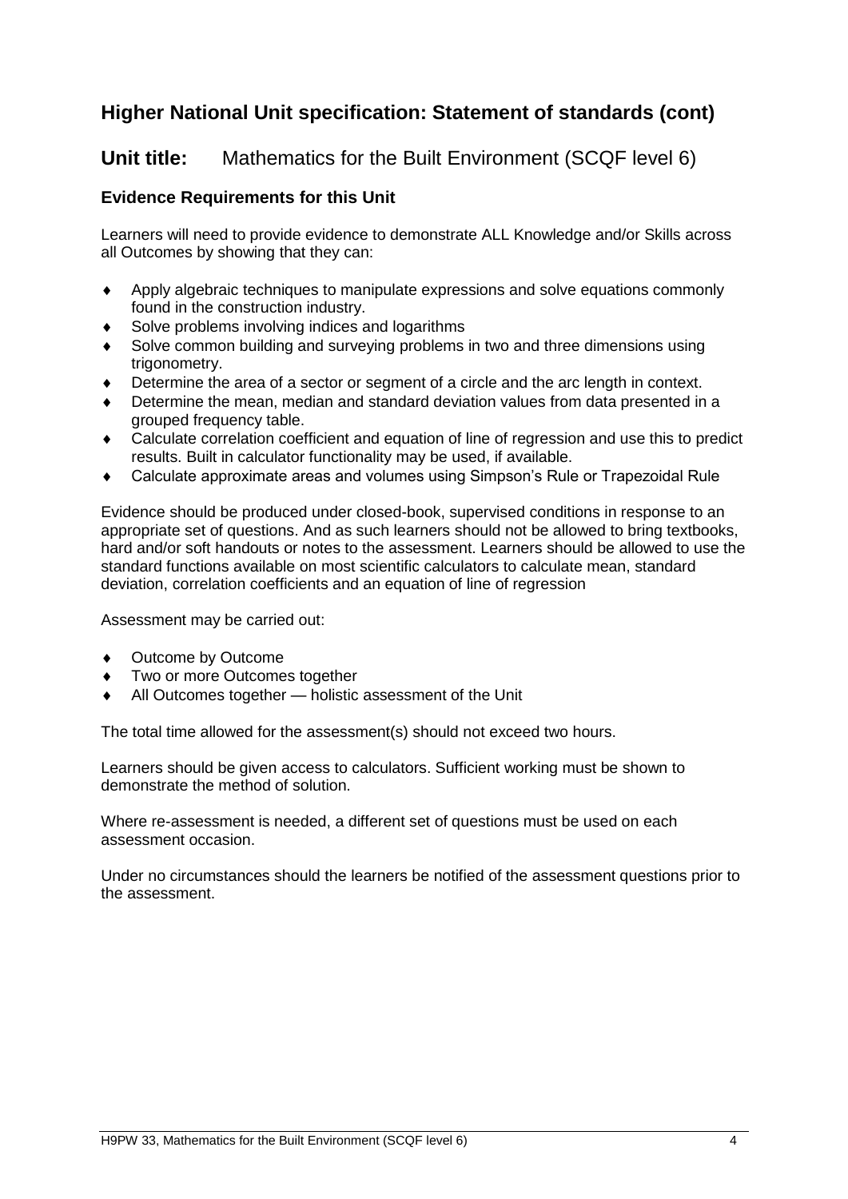## Higher National Unit specification: Statement of standards (cont)

## Unit title: Mathematics for the Built Environment (SCQF level 6)

### Evidence Requirements for this Unit

Learners will need to provide evidence to demonstrate ALL Knowledge and/or Skills across all Outcomes by showing that they can:

- Apply algebraic techniques to manipulate expressions and solve equations commonly found in the construction industry.
- Solve problems involving indices and logarithms
- Solve common building and surveying problems in two and three dimensions using trigonometry.
- Determine the area of a sector or segment of a circle and the arc length in context.
- Determine the mean, median and standard deviation values from data presented in a grouped frequency table.
- Calculate correlation coefficient and equation of line of regression and use this to predict results. Built in calculator functionality may be used, if available.
- Calculate approximate areas and volumes using Simpson's Rule or Trapezoidal Rule

Evidence should be produced under closed-book, supervised conditions in response to an appropriate set of questions. And as such learners should not be allowed to bring textbooks, hard and/or soft handouts or notes to the assessment. Learners should be allowed to use the standard functions available on most scientific calculators to calculate mean, standard deviation, correlation coefficients and an equation of line of regression

Assessment may be carried out:

- Outcome by Outcome
- Two or more Outcomes together
- All Outcomes together — holistic assessment of the Unit

The total time allowed for the assessment(s) should not exceed two hours.

Learners should be given access to calculators. Sufficient working must be shown to demonstrate the method of solution.

Where re-assessment is needed, a different set of questions must be used on each assessment occasion.

Under no circumstances should the learners be notified of the assessment questions prior to the assessment.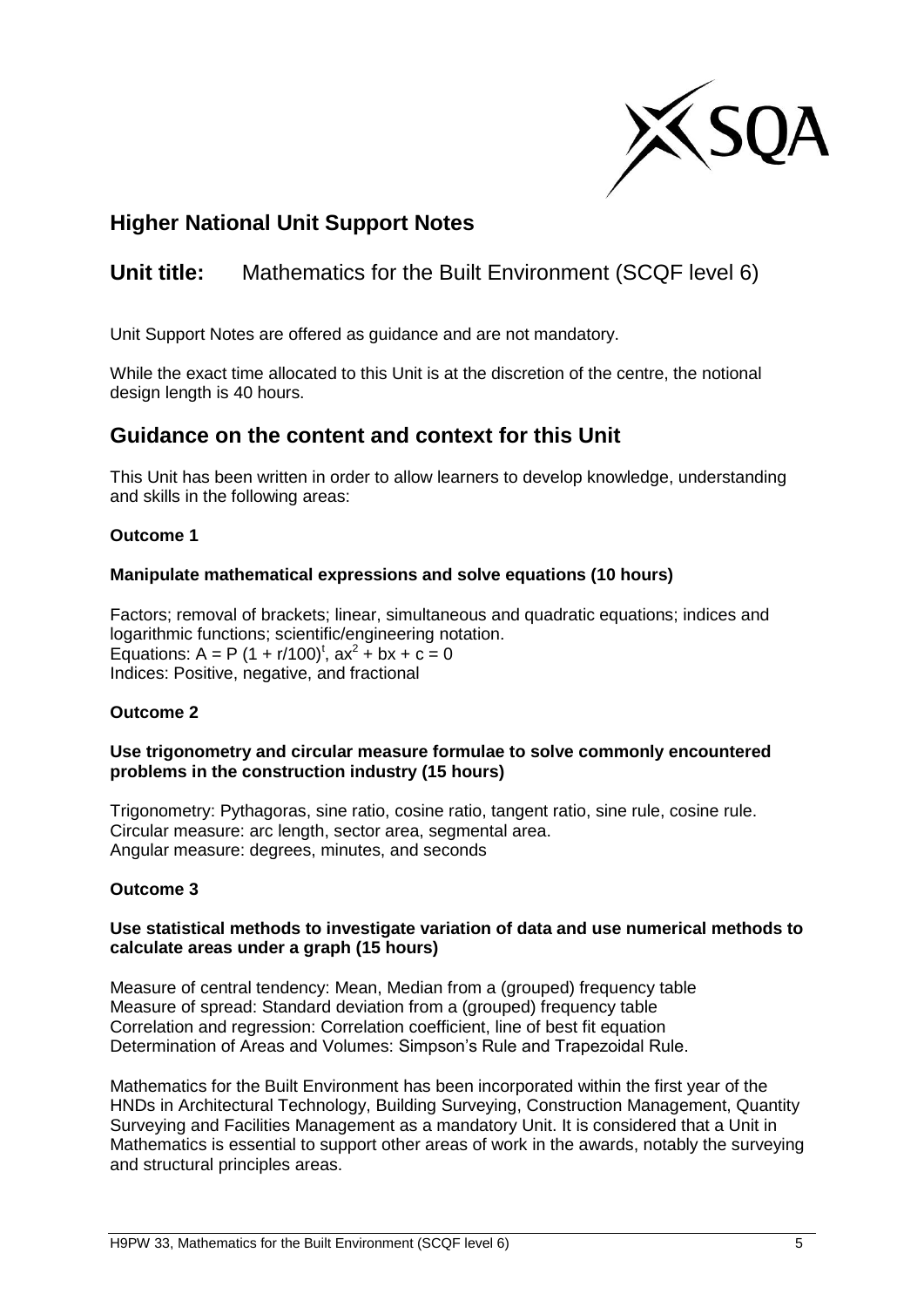## Higher National Unit Support Notes

## Unit title: Mathematics for the Built Environment (SCQF level 6)

Unit Support Notes are offered as guidance and are not mandatory.

While the exact time allocated to this Unit is at the discretion of the centre, the notional design length is 40 hours.

## Guidance on the content and context for this Unit

This Unit has been written in order to allow learners to develop knowledge, understanding and skills in the following areas:

**Outcome 1**

**Manipulate mathematical expressions and solve equations (10 hours)**

Factors; removal of brackets; linear, simultaneous and quadratic equations; indices and logarithmic functions; scientific/engineering notation.
Equations: $A = P\,(1 + r/100)^t$, $ax^2 + bx + c = 0$
Indices: Positive, negative, and fractional

**Outcome 2**

**Use trigonometry and circular measure formulae to solve commonly encountered problems in the construction industry (15 hours)**

Trigonometry: Pythagoras, sine ratio, cosine ratio, tangent ratio, sine rule, cosine rule.
Circular measure: arc length, sector area, segmental area.
Angular measure: degrees, minutes, and seconds

**Outcome 3**

**Use statistical methods to investigate variation of data and use numerical methods to calculate areas under a graph (15 hours)**

Measure of central tendency: Mean, Median from a (grouped) frequency table
Measure of spread: Standard deviation from a (grouped) frequency table
Correlation and regression: Correlation coefficient, line of best fit equation
Determination of Areas and Volumes: Simpson's Rule and Trapezoidal Rule.

Mathematics for the Built Environment has been incorporated within the first year of the HNDs in Architectural Technology, Building Surveying, Construction Management, Quantity Surveying and Facilities Management as a mandatory Unit. It is considered that a Unit in Mathematics is essential to support other areas of work in the awards, notably the surveying and structural principles areas.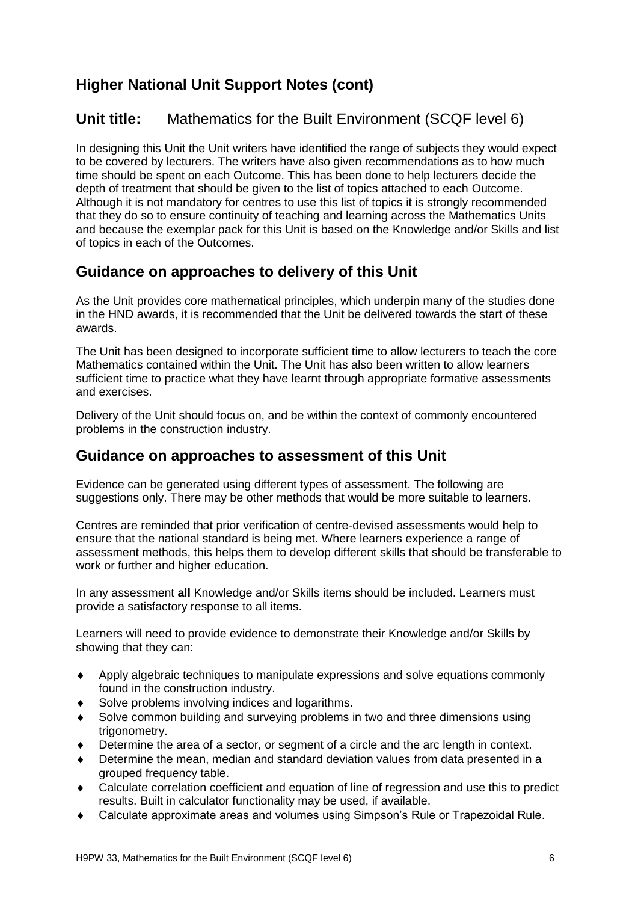## Higher National Unit Support Notes (cont)

## Unit title: Mathematics for the Built Environment (SCQF level 6)

In designing this Unit the Unit writers have identified the range of subjects they would expect to be covered by lecturers. The writers have also given recommendations as to how much time should be spent on each Outcome. This has been done to help lecturers decide the depth of treatment that should be given to the list of topics attached to each Outcome. Although it is not mandatory for centres to use this list of topics it is strongly recommended that they do so to ensure continuity of teaching and learning across the Mathematics Units and because the exemplar pack for this Unit is based on the Knowledge and/or Skills and list of topics in each of the Outcomes.

## Guidance on approaches to delivery of this Unit

As the Unit provides core mathematical principles, which underpin many of the studies done in the HND awards, it is recommended that the Unit be delivered towards the start of these awards.

The Unit has been designed to incorporate sufficient time to allow lecturers to teach the core Mathematics contained within the Unit. The Unit has also been written to allow learners sufficient time to practice what they have learnt through appropriate formative assessments and exercises.

Delivery of the Unit should focus on, and be within the context of commonly encountered problems in the construction industry.

## Guidance on approaches to assessment of this Unit

Evidence can be generated using different types of assessment. The following are suggestions only. There may be other methods that would be more suitable to learners.

Centres are reminded that prior verification of centre-devised assessments would help to ensure that the national standard is being met. Where learners experience a range of assessment methods, this helps them to develop different skills that should be transferable to work or further and higher education.

In any assessment **all** Knowledge and/or Skills items should be included. Learners must provide a satisfactory response to all items.

Learners will need to provide evidence to demonstrate their Knowledge and/or Skills by showing that they can:

- Apply algebraic techniques to manipulate expressions and solve equations commonly found in the construction industry.
- Solve problems involving indices and logarithms.
- Solve common building and surveying problems in two and three dimensions using trigonometry.
- Determine the area of a sector, or segment of a circle and the arc length in context.
- Determine the mean, median and standard deviation values from data presented in a grouped frequency table.
- Calculate correlation coefficient and equation of line of regression and use this to predict results. Built in calculator functionality may be used, if available.
- Calculate approximate areas and volumes using Simpson's Rule or Trapezoidal Rule.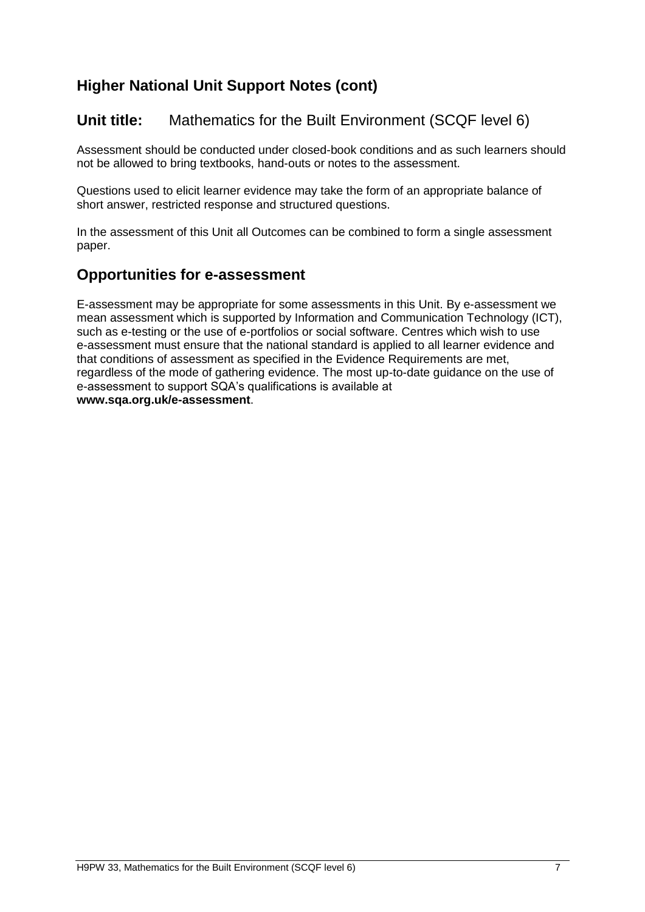## Higher National Unit Support Notes (cont)

## Unit title: Mathematics for the Built Environment (SCQF level 6)

Assessment should be conducted under closed-book conditions and as such learners should not be allowed to bring textbooks, hand-outs or notes to the assessment.

Questions used to elicit learner evidence may take the form of an appropriate balance of short answer, restricted response and structured questions.

In the assessment of this Unit all Outcomes can be combined to form a single assessment paper.

## Opportunities for e-assessment

E-assessment may be appropriate for some assessments in this Unit. By e-assessment we mean assessment which is supported by Information and Communication Technology (ICT), such as e-testing or the use of e-portfolios or social software. Centres which wish to use e-assessment must ensure that the national standard is applied to all learner evidence and that conditions of assessment as specified in the Evidence Requirements are met, regardless of the mode of gathering evidence. The most up-to-date guidance on the use of e-assessment to support SQA's qualifications is available at **www.sqa.org.uk/e-assessment**.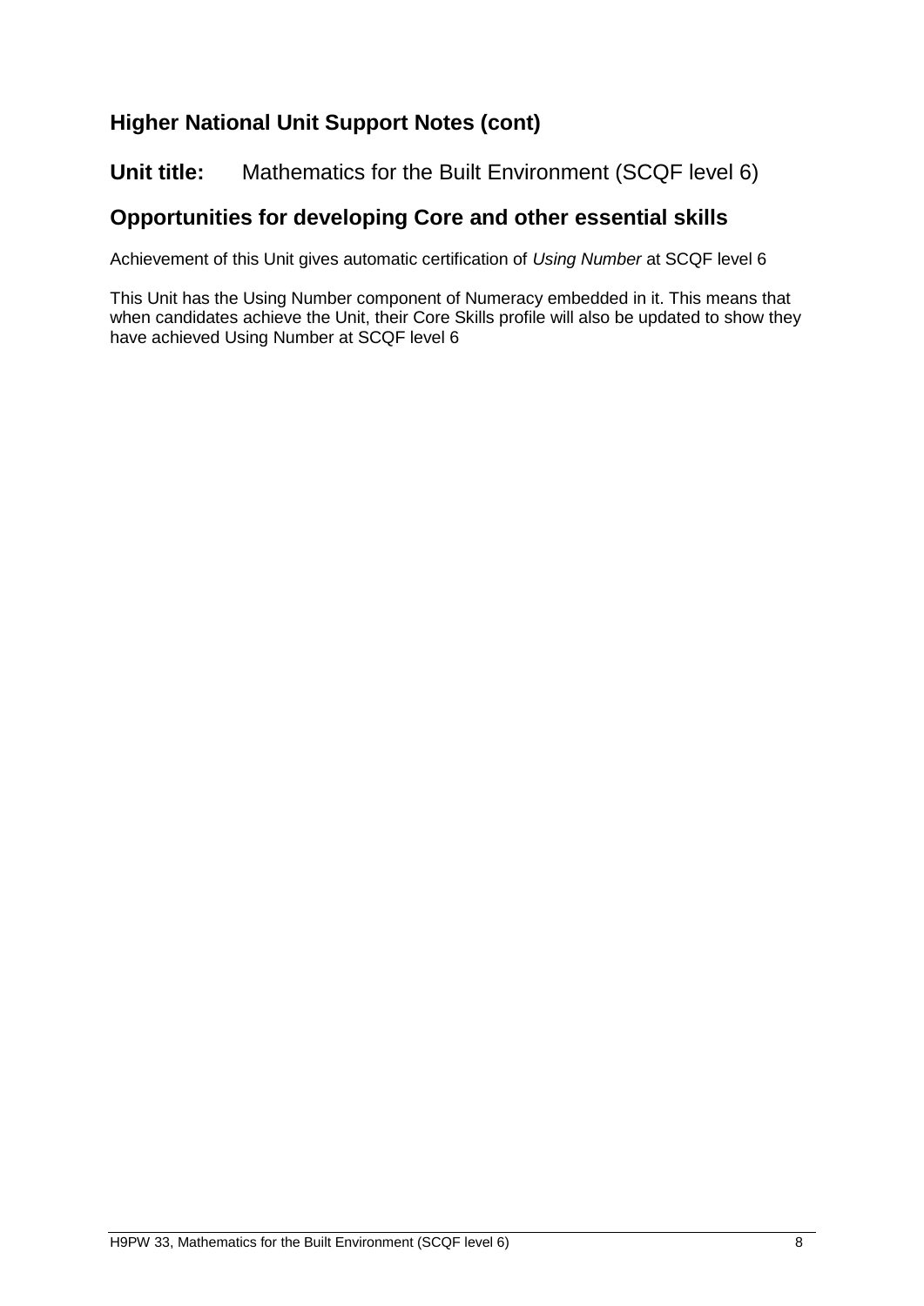## Higher National Unit Support Notes (cont)

**Unit title:** Mathematics for the Built Environment (SCQF level 6)

## Opportunities for developing Core and other essential skills

Achievement of this Unit gives automatic certification of *Using Number* at SCQF level 6

This Unit has the Using Number component of Numeracy embedded in it. This means that when candidates achieve the Unit, their Core Skills profile will also be updated to show they have achieved Using Number at SCQF level 6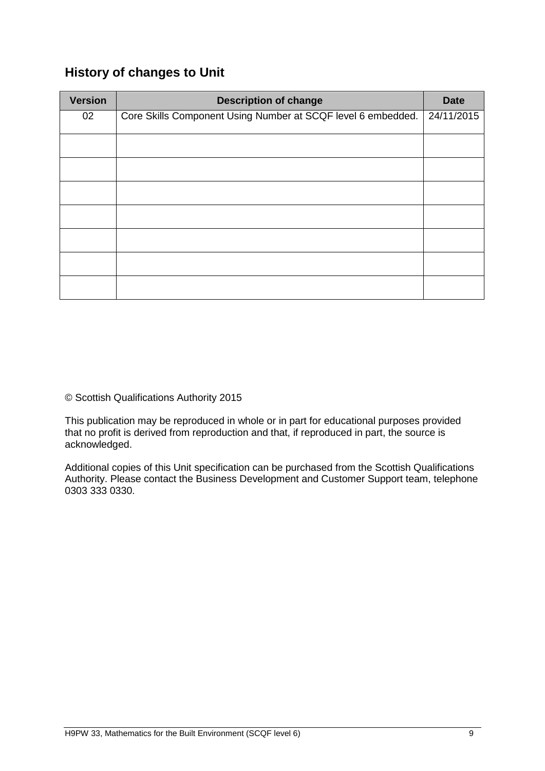## History of changes to Unit

| Version | Description of change | Date |
| --- | --- | --- |
| 02 | Core Skills Component Using Number at SCQF level 6 embedded. | 24/11/2015 |
| | | |
| | | |
| | | |
| | | |
| | | |
| | | |
| | | |

© Scottish Qualifications Authority 2015

This publication may be reproduced in whole or in part for educational purposes provided that no profit is derived from reproduction and that, if reproduced in part, the source is acknowledged.

Additional copies of this Unit specification can be purchased from the Scottish Qualifications Authority. Please contact the Business Development and Customer Support team, telephone 0303 333 0330.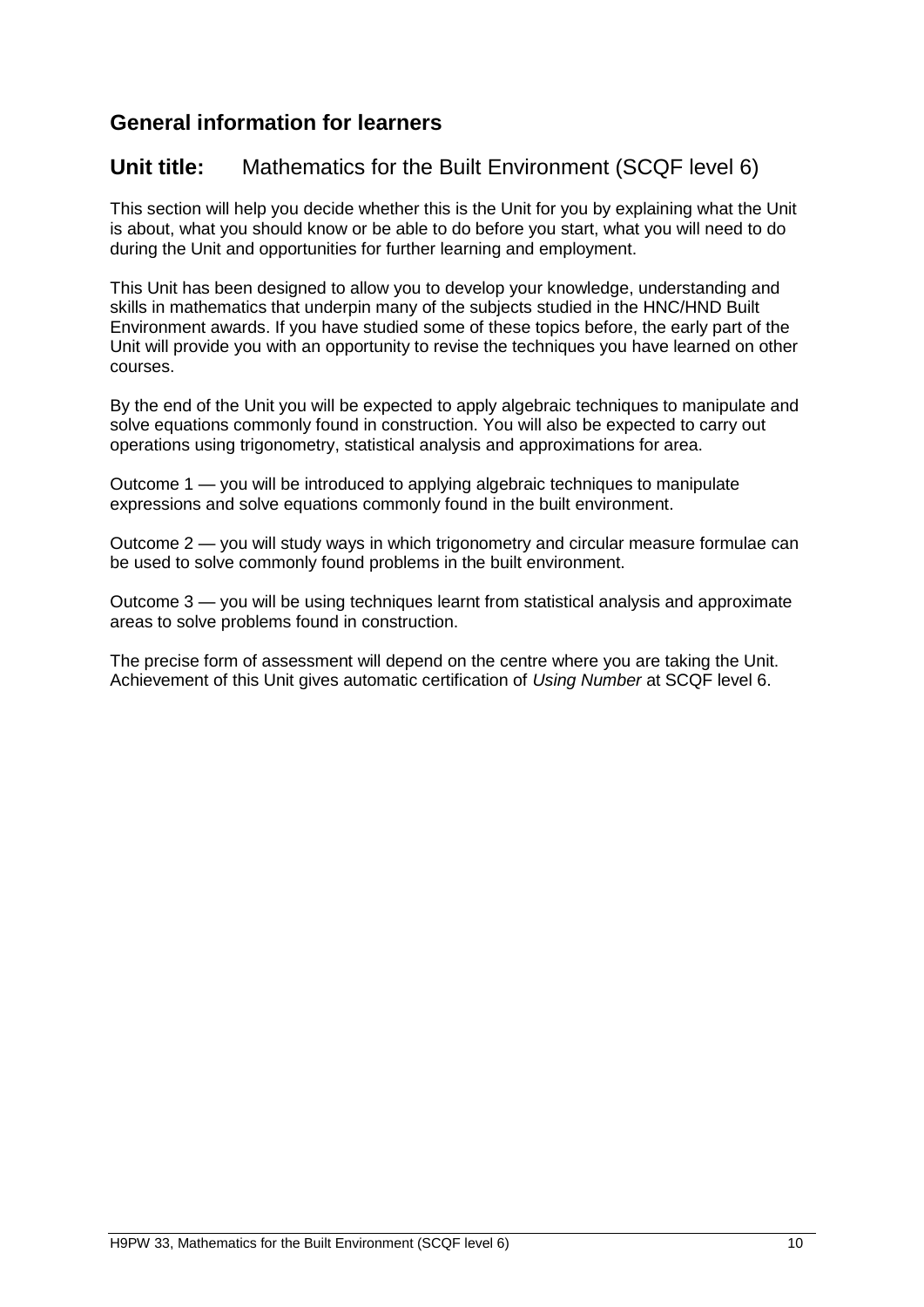## General information for learners

### **Unit title:** Mathematics for the Built Environment (SCQF level 6)

This section will help you decide whether this is the Unit for you by explaining what the Unit is about, what you should know or be able to do before you start, what you will need to do during the Unit and opportunities for further learning and employment.

This Unit has been designed to allow you to develop your knowledge, understanding and skills in mathematics that underpin many of the subjects studied in the HNC/HND Built Environment awards. If you have studied some of these topics before, the early part of the Unit will provide you with an opportunity to revise the techniques you have learned on other courses.

By the end of the Unit you will be expected to apply algebraic techniques to manipulate and solve equations commonly found in construction. You will also be expected to carry out operations using trigonometry, statistical analysis and approximations for area.

Outcome 1 — you will be introduced to applying algebraic techniques to manipulate expressions and solve equations commonly found in the built environment.

Outcome 2 — you will study ways in which trigonometry and circular measure formulae can be used to solve commonly found problems in the built environment.

Outcome 3 — you will be using techniques learnt from statistical analysis and approximate areas to solve problems found in construction.

The precise form of assessment will depend on the centre where you are taking the Unit. Achievement of this Unit gives automatic certification of *Using Number* at SCQF level 6.